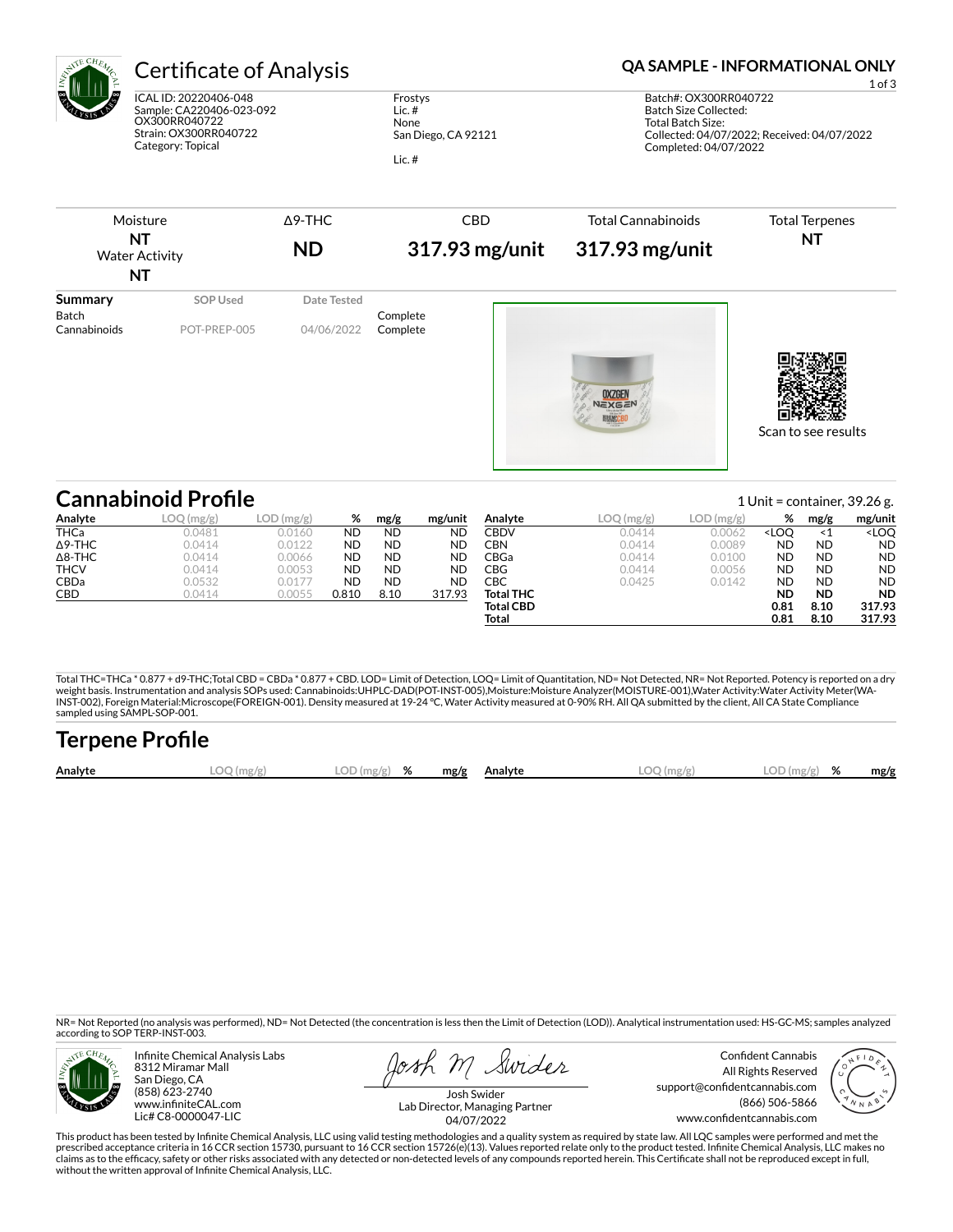# Certificate of Analysis

**QA SAMPLE - INFORMATIONAL ONLY**

ICAL ID: 20220406-048
Sample: CA220406-023-092
OX300RR040722
Strain: OX300RR040722
Category: Topical

Frostys
Lic. #
None
San Diego, CA 92121

Lic. #

Batch#: OX300RR040722
Batch Size Collected:
Total Batch Size:
Collected: 04/07/2022; Received: 04/07/2022
Completed: 04/07/2022

| Moisture | Δ9-THC | CBD | Total Cannabinoids | Total Terpenes |
|---|---|---|---|---|
| **NT** | **ND** | **317.93 mg/unit** | **317.93 mg/unit** | **NT** |
| Water Activity **NT** | | | | |

| Summary | SOP Used | Date Tested | |
|---|---|---|---|
| Batch | | | Complete |
| Cannabinoids | POT-PREP-005 | 04/06/2022 | Complete |

Scan to see results

## Cannabinoid Profile

1 Unit = container, 39.26 g.

| Analyte | LOQ (mg/g) | LOD (mg/g) | % | mg/g | mg/unit |
|---|---|---|---|---|---|
| THCa | 0.0481 | 0.0160 | ND | ND | ND |
| Δ9-THC | 0.0414 | 0.0122 | ND | ND | ND |
| Δ8-THC | 0.0414 | 0.0066 | ND | ND | ND |
| THCV | 0.0414 | 0.0053 | ND | ND | ND |
| CBDa | 0.0532 | 0.0177 | ND | ND | ND |
| CBD | 0.0414 | 0.0055 | 0.810 | 8.10 | 317.93 |
| CBDV | 0.0414 | 0.0062 | <LOQ | <1 | <LOQ |
| CBN | 0.0414 | 0.0089 | ND | ND | ND |
| CBGa | 0.0414 | 0.0100 | ND | ND | ND |
| CBG | 0.0414 | 0.0056 | ND | ND | ND |
| CBC | 0.0425 | 0.0142 | ND | ND | ND |
| **Total THC** | | | **ND** | **ND** | **ND** |
| **Total CBD** | | | **0.81** | **8.10** | **317.93** |
| **Total** | | | **0.81** | **8.10** | **317.93** |

Total THC=THCa * 0.877 + d9-THC;Total CBD = CBDa * 0.877 + CBD. LOD= Limit of Detection, LOQ= Limit of Quantitation, ND= Not Detected, NR= Not Reported. Potency is reported on a dry weight basis. Instrumentation and analysis SOPs used: Cannabinoids:UHPLC-DAD(POT-INST-005),Moisture:Moisture Analyzer(MOISTURE-001),Water Activity:Water Activity Meter(WA-INST-002), Foreign Material:Microscope(FOREIGN-001). Density measured at 19-24 °C, Water Activity measured at 0-90% RH. All QA submitted by the client, All CA State Compliance sampled using SAMPL-SOP-001.

## Terpene Profile

| Analyte | LOQ (mg/g) | LOD (mg/g) | % | mg/g | Analyte | LOQ (mg/g) | LOD (mg/g) | % | mg/g |
|---|---|---|---|---|---|---|---|---|---|

NR= Not Reported (no analysis was performed), ND= Not Detected (the concentration is less then the Limit of Detection (LOD)). Analytical instrumentation used: HS-GC-MS; samples analyzed according to SOP TERP-INST-003.

Infinite Chemical Analysis Labs
8312 Miramar Mall
San Diego, CA
(858) 623-2740
www.infiniteCAL.com
Lic# C8-0000047-LIC

Josh Swider
Lab Director, Managing Partner
04/07/2022

Confident Cannabis
All Rights Reserved
support@confidentcannabis.com
(866) 506-5866
www.confidentcannabis.com

This product has been tested by Infinite Chemical Analysis, LLC using valid testing methodologies and a quality system as required by state law. All LQC samples were performed and met the prescribed acceptance criteria in 16 CCR section 15730, pursuant to 16 CCR section 15726(e)(13). Values reported relate only to the product tested. Infinite Chemical Analysis, LLC makes no claims as to the efficacy, safety or other risks associated with any detected or non-detected levels of any compounds reported herein. This Certificate shall not be reproduced except in full, without the written approval of Infinite Chemical Analysis, LLC.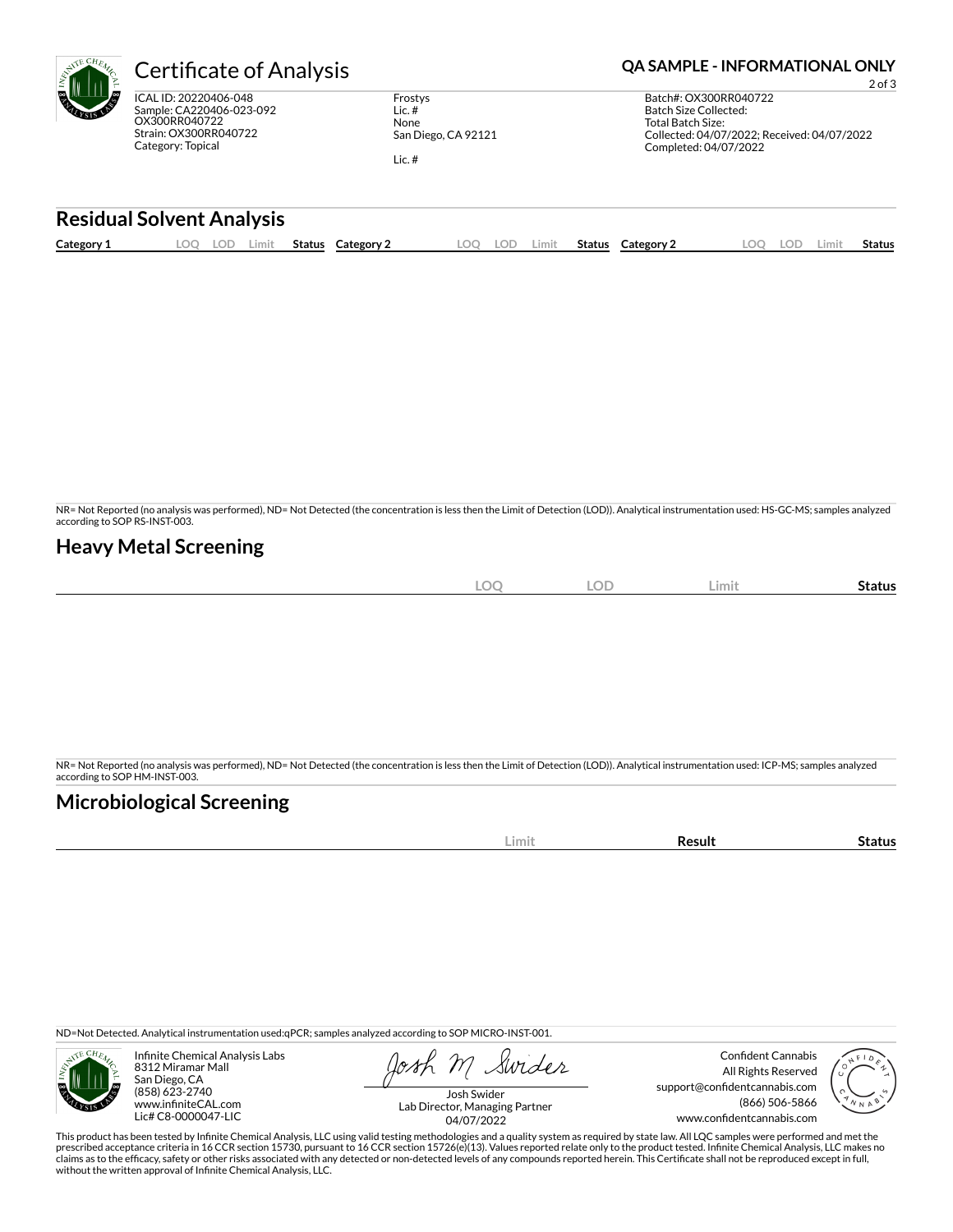# Certificate of Analysis

**QA SAMPLE - INFORMATIONAL ONLY**

ICAL ID: 20220406-048
Sample: CA220406-023-092
OX300RR040722
Strain: OX300RR040722
Category: Topical

Frostys
Lic. #
None
San Diego, CA 92121

Lic. #

Batch#: OX300RR040722
Batch Size Collected:
Total Batch Size:
Collected: 04/07/2022; Received: 04/07/2022
Completed: 04/07/2022

## Residual Solvent Analysis

| Category 1 | LOQ | LOD | Limit | Status | Category 2 | LOQ | LOD | Limit | Status | Category 2 | LOQ | LOD | Limit | Status |
|---|---|---|---|---|---|---|---|---|---|---|---|---|---|---|

NR= Not Reported (no analysis was performed), ND= Not Detected (the concentration is less then the Limit of Detection (LOD)). Analytical instrumentation used: HS-GC-MS; samples analyzed according to SOP RS-INST-003.

## Heavy Metal Screening

| | LOQ | LOD | Limit | Status |
|---|---|---|---|---|

NR= Not Reported (no analysis was performed), ND= Not Detected (the concentration is less then the Limit of Detection (LOD)). Analytical instrumentation used: ICP-MS; samples analyzed according to SOP HM-INST-003.

## Microbiological Screening

| | Limit | Result | Status |
|---|---|---|---|

ND=Not Detected. Analytical instrumentation used:qPCR; samples analyzed according to SOP MICRO-INST-001.

Infinite Chemical Analysis Labs
8312 Miramar Mall
San Diego, CA
(858) 623-2740
www.infiniteCAL.com
Lic# C8-0000047-LIC

Josh Swider
Lab Director, Managing Partner
04/07/2022

Confident Cannabis
All Rights Reserved
support@confidentcannabis.com
(866) 506-5866
www.confidentcannabis.com

This product has been tested by Infinite Chemical Analysis, LLC using valid testing methodologies and a quality system as required by state law. All LQC samples were performed and met the prescribed acceptance criteria in 16 CCR section 15730, pursuant to 16 CCR section 15726(e)(13). Values reported relate only to the product tested. Infinite Chemical Analysis, LLC makes no claims as to the efficacy, safety or other risks associated with any detected or non-detected levels of any compounds reported herein. This Certificate shall not be reproduced except in full, without the written approval of Infinite Chemical Analysis, LLC.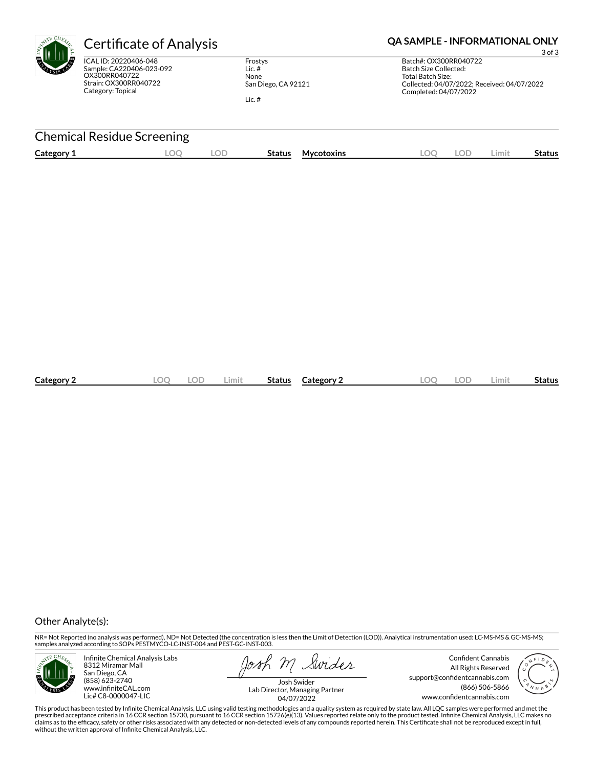# Certificate of Analysis

**QA SAMPLE - INFORMATIONAL ONLY**

ICAL ID: 20220406-048
Sample: CA220406-023-092
OX300RR040722
Strain: OX300RR040722
Category: Topical

Frostys
Lic. #
None
San Diego, CA 92121

Lic. #

Batch#: OX300RR040722
Batch Size Collected:
Total Batch Size:
Collected: 04/07/2022; Received: 04/07/2022
Completed: 04/07/2022

## Chemical Residue Screening

| Category 1 | LOQ | LOD | Status |
|---|---|---|---|

| Mycotoxins | LOQ | LOD | Limit | Status |
|---|---|---|---|---|

| Category 2 | LOQ | LOD | Limit | Status |
|---|---|---|---|---|

| Category 2 | LOQ | LOD | Limit | Status |
|---|---|---|---|---|

Other Analyte(s):

NR= Not Reported (no analysis was performed), ND= Not Detected (the concentration is less then the Limit of Detection (LOD)). Analytical instrumentation used: LC-MS-MS & GC-MS-MS; samples analyzed according to SOPs PESTMYCO-LC-INST-004 and PEST-GC-INST-003.

Infinite Chemical Analysis Labs
8312 Miramar Mall
San Diego, CA
(858) 623-2740
www.infiniteCAL.com
Lic# C8-0000047-LIC

Josh M Swider
Josh Swider
Lab Director, Managing Partner
04/07/2022

Confident Cannabis
All Rights Reserved
support@confidentcannabis.com
(866) 506-5866
www.confidentcannabis.com

This product has been tested by Infinite Chemical Analysis, LLC using valid testing methodologies and a quality system as required by state law. All LQC samples were performed and met the prescribed acceptance criteria in 16 CCR section 15730, pursuant to 16 CCR section 15726(e)(13). Values reported relate only to the product tested. Infinite Chemical Analysis, LLC makes no claims as to the efficacy, safety or other risks associated with any detected or non-detected levels of any compounds reported herein. This Certificate shall not be reproduced except in full, without the written approval of Infinite Chemical Analysis, LLC.